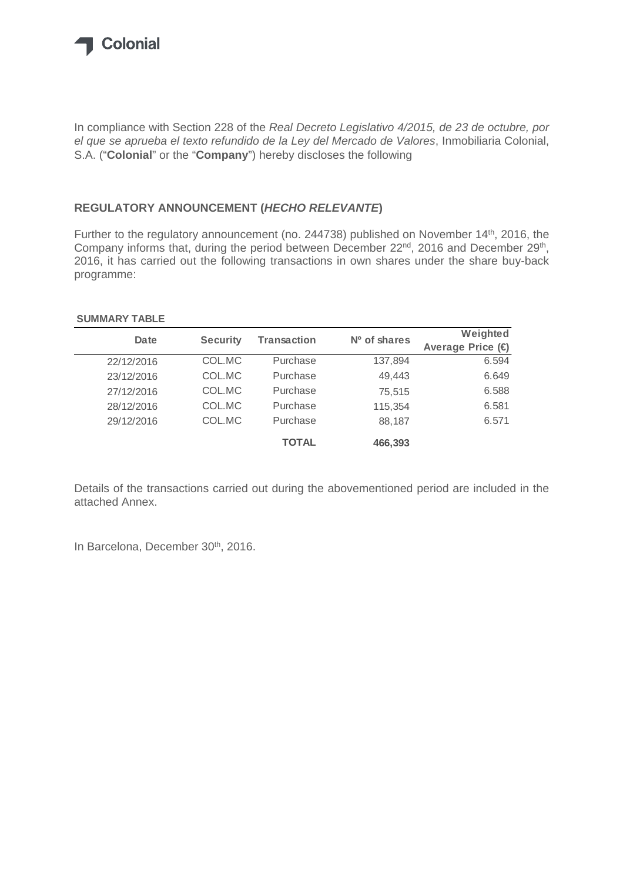Colonial

In compliance with Section 228 of the *Real Decreto Legislativo 4/2015, de 23 de octubre, por el que se aprueba el texto refundido de la Ley del Mercado de Valores*, Inmobiliaria Colonial, S.A. ("**Colonial**" or the "**Company**") hereby discloses the following

## REGULATORY ANNOUNCEMENT (*HECHO RELEVANTE*)

Further to the regulatory announcement (no. 244738) published on November 14th, 2016, the Company informs that, during the period between December 22nd, 2016 and December 29th, 2016, it has carried out the following transactions in own shares under the share buy-back programme:

**SUMMARY TABLE**

| Date | Security | Transaction | Nº of shares | Weighted Average Price (€) |
|---|---|---|---|---|
| 22/12/2016 | COL.MC | Purchase | 137,894 | 6.594 |
| 23/12/2016 | COL.MC | Purchase | 49,443 | 6.649 |
| 27/12/2016 | COL.MC | Purchase | 75,515 | 6.588 |
| 28/12/2016 | COL.MC | Purchase | 115,354 | 6.581 |
| 29/12/2016 | COL.MC | Purchase | 88,187 | 6.571 |
| | | **TOTAL** | **466,393** | |

Details of the transactions carried out during the abovementioned period are included in the attached Annex.

In Barcelona, December 30th, 2016.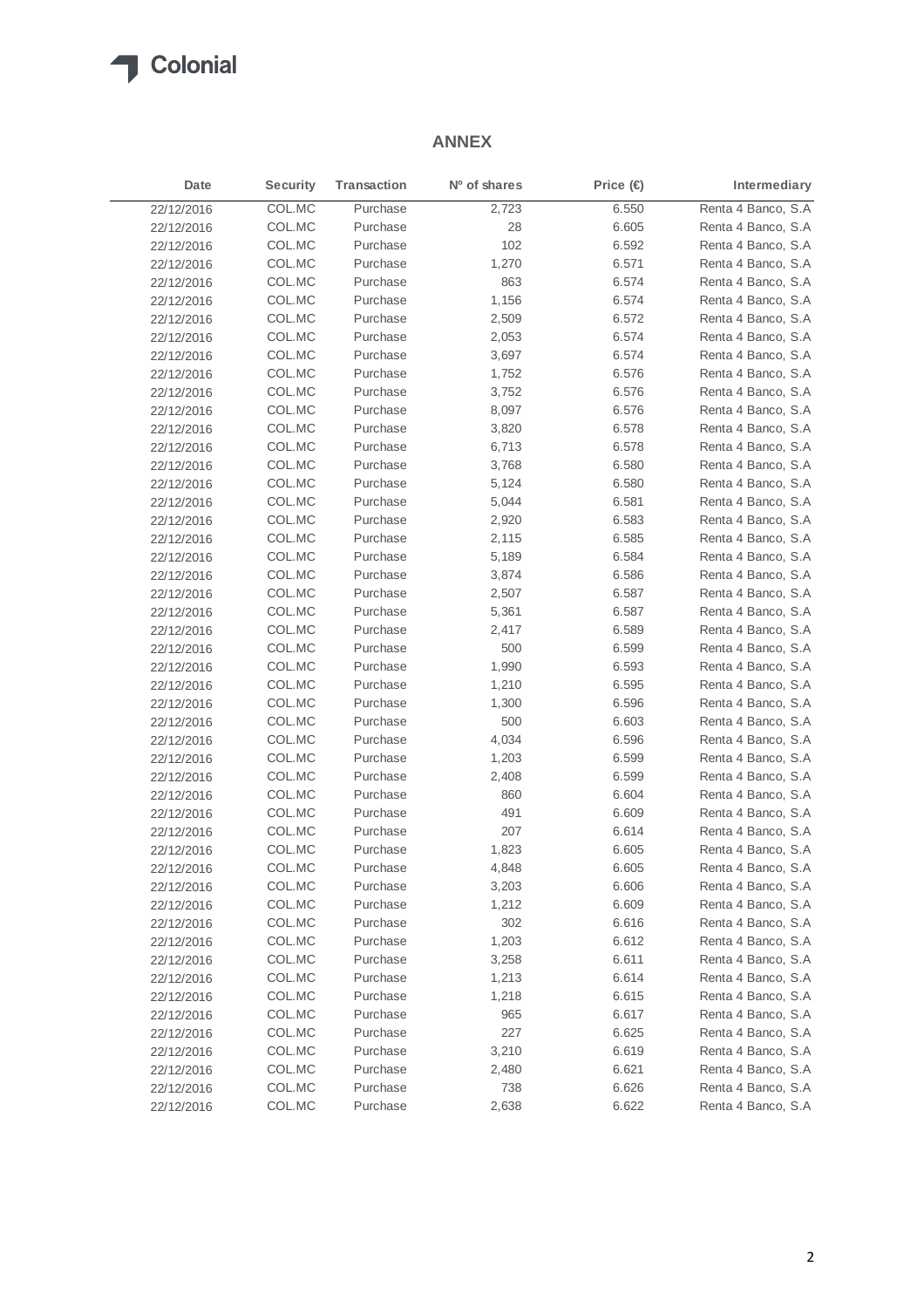## ANNEX

| Date | Security | Transaction | Nº of shares | Price (€) | Intermediary |
|---|---|---|---|---|---|
| 22/12/2016 | COL.MC | Purchase | 2,723 | 6.550 | Renta 4 Banco, S.A |
| 22/12/2016 | COL.MC | Purchase | 28 | 6.605 | Renta 4 Banco, S.A |
| 22/12/2016 | COL.MC | Purchase | 102 | 6.592 | Renta 4 Banco, S.A |
| 22/12/2016 | COL.MC | Purchase | 1,270 | 6.571 | Renta 4 Banco, S.A |
| 22/12/2016 | COL.MC | Purchase | 863 | 6.574 | Renta 4 Banco, S.A |
| 22/12/2016 | COL.MC | Purchase | 1,156 | 6.574 | Renta 4 Banco, S.A |
| 22/12/2016 | COL.MC | Purchase | 2,509 | 6.572 | Renta 4 Banco, S.A |
| 22/12/2016 | COL.MC | Purchase | 2,053 | 6.574 | Renta 4 Banco, S.A |
| 22/12/2016 | COL.MC | Purchase | 3,697 | 6.574 | Renta 4 Banco, S.A |
| 22/12/2016 | COL.MC | Purchase | 1,752 | 6.576 | Renta 4 Banco, S.A |
| 22/12/2016 | COL.MC | Purchase | 3,752 | 6.576 | Renta 4 Banco, S.A |
| 22/12/2016 | COL.MC | Purchase | 8,097 | 6.576 | Renta 4 Banco, S.A |
| 22/12/2016 | COL.MC | Purchase | 3,820 | 6.578 | Renta 4 Banco, S.A |
| 22/12/2016 | COL.MC | Purchase | 6,713 | 6.578 | Renta 4 Banco, S.A |
| 22/12/2016 | COL.MC | Purchase | 3,768 | 6.580 | Renta 4 Banco, S.A |
| 22/12/2016 | COL.MC | Purchase | 5,124 | 6.580 | Renta 4 Banco, S.A |
| 22/12/2016 | COL.MC | Purchase | 5,044 | 6.581 | Renta 4 Banco, S.A |
| 22/12/2016 | COL.MC | Purchase | 2,920 | 6.583 | Renta 4 Banco, S.A |
| 22/12/2016 | COL.MC | Purchase | 2,115 | 6.585 | Renta 4 Banco, S.A |
| 22/12/2016 | COL.MC | Purchase | 5,189 | 6.584 | Renta 4 Banco, S.A |
| 22/12/2016 | COL.MC | Purchase | 3,874 | 6.586 | Renta 4 Banco, S.A |
| 22/12/2016 | COL.MC | Purchase | 2,507 | 6.587 | Renta 4 Banco, S.A |
| 22/12/2016 | COL.MC | Purchase | 5,361 | 6.587 | Renta 4 Banco, S.A |
| 22/12/2016 | COL.MC | Purchase | 2,417 | 6.589 | Renta 4 Banco, S.A |
| 22/12/2016 | COL.MC | Purchase | 500 | 6.599 | Renta 4 Banco, S.A |
| 22/12/2016 | COL.MC | Purchase | 1,990 | 6.593 | Renta 4 Banco, S.A |
| 22/12/2016 | COL.MC | Purchase | 1,210 | 6.595 | Renta 4 Banco, S.A |
| 22/12/2016 | COL.MC | Purchase | 1,300 | 6.596 | Renta 4 Banco, S.A |
| 22/12/2016 | COL.MC | Purchase | 500 | 6.603 | Renta 4 Banco, S.A |
| 22/12/2016 | COL.MC | Purchase | 4,034 | 6.596 | Renta 4 Banco, S.A |
| 22/12/2016 | COL.MC | Purchase | 1,203 | 6.599 | Renta 4 Banco, S.A |
| 22/12/2016 | COL.MC | Purchase | 2,408 | 6.599 | Renta 4 Banco, S.A |
| 22/12/2016 | COL.MC | Purchase | 860 | 6.604 | Renta 4 Banco, S.A |
| 22/12/2016 | COL.MC | Purchase | 491 | 6.609 | Renta 4 Banco, S.A |
| 22/12/2016 | COL.MC | Purchase | 207 | 6.614 | Renta 4 Banco, S.A |
| 22/12/2016 | COL.MC | Purchase | 1,823 | 6.605 | Renta 4 Banco, S.A |
| 22/12/2016 | COL.MC | Purchase | 4,848 | 6.605 | Renta 4 Banco, S.A |
| 22/12/2016 | COL.MC | Purchase | 3,203 | 6.606 | Renta 4 Banco, S.A |
| 22/12/2016 | COL.MC | Purchase | 1,212 | 6.609 | Renta 4 Banco, S.A |
| 22/12/2016 | COL.MC | Purchase | 302 | 6.616 | Renta 4 Banco, S.A |
| 22/12/2016 | COL.MC | Purchase | 1,203 | 6.612 | Renta 4 Banco, S.A |
| 22/12/2016 | COL.MC | Purchase | 3,258 | 6.611 | Renta 4 Banco, S.A |
| 22/12/2016 | COL.MC | Purchase | 1,213 | 6.614 | Renta 4 Banco, S.A |
| 22/12/2016 | COL.MC | Purchase | 1,218 | 6.615 | Renta 4 Banco, S.A |
| 22/12/2016 | COL.MC | Purchase | 965 | 6.617 | Renta 4 Banco, S.A |
| 22/12/2016 | COL.MC | Purchase | 227 | 6.625 | Renta 4 Banco, S.A |
| 22/12/2016 | COL.MC | Purchase | 3,210 | 6.619 | Renta 4 Banco, S.A |
| 22/12/2016 | COL.MC | Purchase | 2,480 | 6.621 | Renta 4 Banco, S.A |
| 22/12/2016 | COL.MC | Purchase | 738 | 6.626 | Renta 4 Banco, S.A |
| 22/12/2016 | COL.MC | Purchase | 2,638 | 6.622 | Renta 4 Banco, S.A |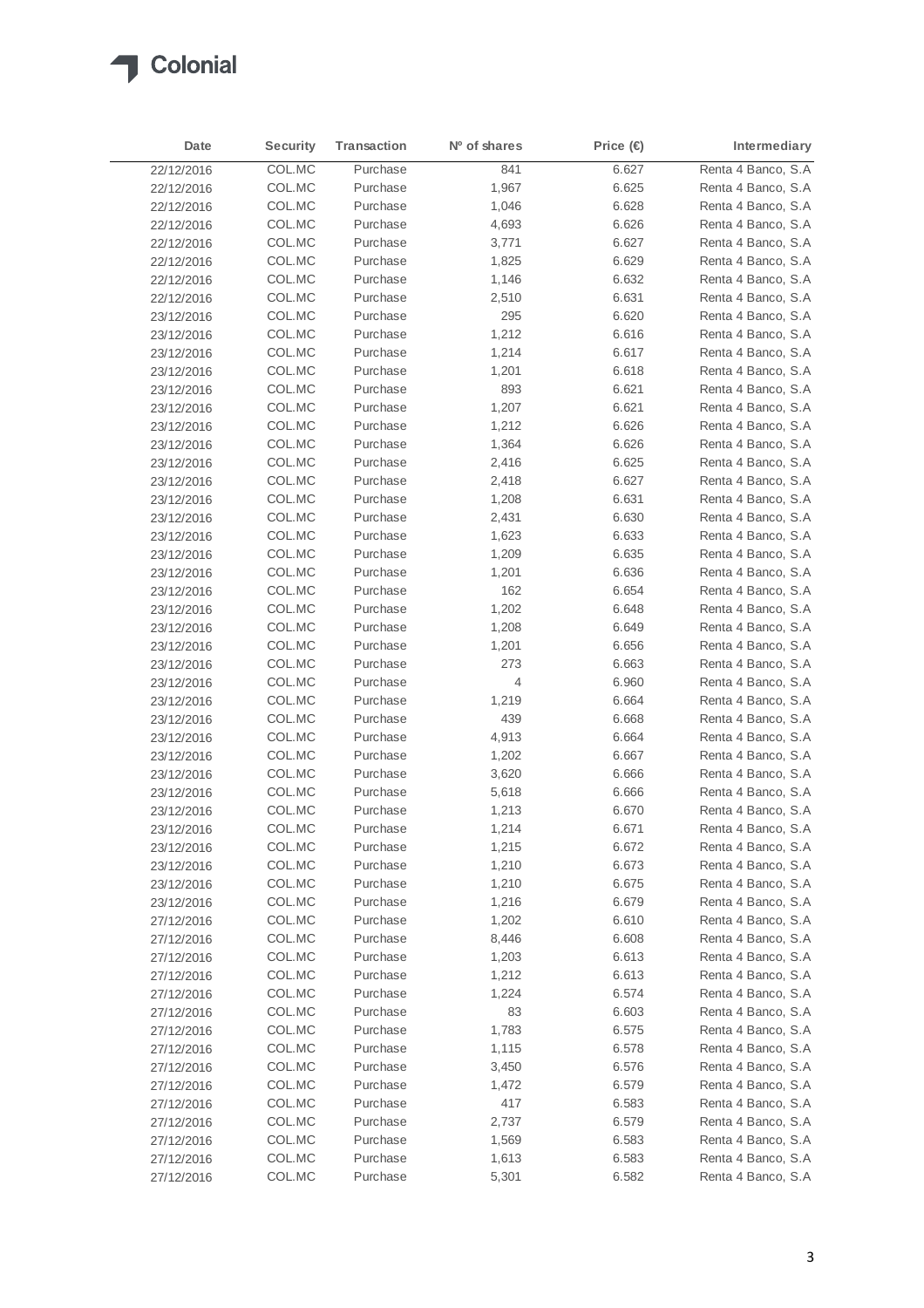| Date | Security | Transaction | Nº of shares | Price (€) | Intermediary |
|---|---|---|---|---|---|
| 22/12/2016 | COL.MC | Purchase | 841 | 6.627 | Renta 4 Banco, S.A |
| 22/12/2016 | COL.MC | Purchase | 1,967 | 6.625 | Renta 4 Banco, S.A |
| 22/12/2016 | COL.MC | Purchase | 1,046 | 6.628 | Renta 4 Banco, S.A |
| 22/12/2016 | COL.MC | Purchase | 4,693 | 6.626 | Renta 4 Banco, S.A |
| 22/12/2016 | COL.MC | Purchase | 3,771 | 6.627 | Renta 4 Banco, S.A |
| 22/12/2016 | COL.MC | Purchase | 1,825 | 6.629 | Renta 4 Banco, S.A |
| 22/12/2016 | COL.MC | Purchase | 1,146 | 6.632 | Renta 4 Banco, S.A |
| 22/12/2016 | COL.MC | Purchase | 2,510 | 6.631 | Renta 4 Banco, S.A |
| 23/12/2016 | COL.MC | Purchase | 295 | 6.620 | Renta 4 Banco, S.A |
| 23/12/2016 | COL.MC | Purchase | 1,212 | 6.616 | Renta 4 Banco, S.A |
| 23/12/2016 | COL.MC | Purchase | 1,214 | 6.617 | Renta 4 Banco, S.A |
| 23/12/2016 | COL.MC | Purchase | 1,201 | 6.618 | Renta 4 Banco, S.A |
| 23/12/2016 | COL.MC | Purchase | 893 | 6.621 | Renta 4 Banco, S.A |
| 23/12/2016 | COL.MC | Purchase | 1,207 | 6.621 | Renta 4 Banco, S.A |
| 23/12/2016 | COL.MC | Purchase | 1,212 | 6.626 | Renta 4 Banco, S.A |
| 23/12/2016 | COL.MC | Purchase | 1,364 | 6.626 | Renta 4 Banco, S.A |
| 23/12/2016 | COL.MC | Purchase | 2,416 | 6.625 | Renta 4 Banco, S.A |
| 23/12/2016 | COL.MC | Purchase | 2,418 | 6.627 | Renta 4 Banco, S.A |
| 23/12/2016 | COL.MC | Purchase | 1,208 | 6.631 | Renta 4 Banco, S.A |
| 23/12/2016 | COL.MC | Purchase | 2,431 | 6.630 | Renta 4 Banco, S.A |
| 23/12/2016 | COL.MC | Purchase | 1,623 | 6.633 | Renta 4 Banco, S.A |
| 23/12/2016 | COL.MC | Purchase | 1,209 | 6.635 | Renta 4 Banco, S.A |
| 23/12/2016 | COL.MC | Purchase | 1,201 | 6.636 | Renta 4 Banco, S.A |
| 23/12/2016 | COL.MC | Purchase | 162 | 6.654 | Renta 4 Banco, S.A |
| 23/12/2016 | COL.MC | Purchase | 1,202 | 6.648 | Renta 4 Banco, S.A |
| 23/12/2016 | COL.MC | Purchase | 1,208 | 6.649 | Renta 4 Banco, S.A |
| 23/12/2016 | COL.MC | Purchase | 1,201 | 6.656 | Renta 4 Banco, S.A |
| 23/12/2016 | COL.MC | Purchase | 273 | 6.663 | Renta 4 Banco, S.A |
| 23/12/2016 | COL.MC | Purchase | 4 | 6.960 | Renta 4 Banco, S.A |
| 23/12/2016 | COL.MC | Purchase | 1,219 | 6.664 | Renta 4 Banco, S.A |
| 23/12/2016 | COL.MC | Purchase | 439 | 6.668 | Renta 4 Banco, S.A |
| 23/12/2016 | COL.MC | Purchase | 4,913 | 6.664 | Renta 4 Banco, S.A |
| 23/12/2016 | COL.MC | Purchase | 1,202 | 6.667 | Renta 4 Banco, S.A |
| 23/12/2016 | COL.MC | Purchase | 3,620 | 6.666 | Renta 4 Banco, S.A |
| 23/12/2016 | COL.MC | Purchase | 5,618 | 6.666 | Renta 4 Banco, S.A |
| 23/12/2016 | COL.MC | Purchase | 1,213 | 6.670 | Renta 4 Banco, S.A |
| 23/12/2016 | COL.MC | Purchase | 1,214 | 6.671 | Renta 4 Banco, S.A |
| 23/12/2016 | COL.MC | Purchase | 1,215 | 6.672 | Renta 4 Banco, S.A |
| 23/12/2016 | COL.MC | Purchase | 1,210 | 6.673 | Renta 4 Banco, S.A |
| 23/12/2016 | COL.MC | Purchase | 1,210 | 6.675 | Renta 4 Banco, S.A |
| 23/12/2016 | COL.MC | Purchase | 1,216 | 6.679 | Renta 4 Banco, S.A |
| 27/12/2016 | COL.MC | Purchase | 1,202 | 6.610 | Renta 4 Banco, S.A |
| 27/12/2016 | COL.MC | Purchase | 8,446 | 6.608 | Renta 4 Banco, S.A |
| 27/12/2016 | COL.MC | Purchase | 1,203 | 6.613 | Renta 4 Banco, S.A |
| 27/12/2016 | COL.MC | Purchase | 1,212 | 6.613 | Renta 4 Banco, S.A |
| 27/12/2016 | COL.MC | Purchase | 1,224 | 6.574 | Renta 4 Banco, S.A |
| 27/12/2016 | COL.MC | Purchase | 83 | 6.603 | Renta 4 Banco, S.A |
| 27/12/2016 | COL.MC | Purchase | 1,783 | 6.575 | Renta 4 Banco, S.A |
| 27/12/2016 | COL.MC | Purchase | 1,115 | 6.578 | Renta 4 Banco, S.A |
| 27/12/2016 | COL.MC | Purchase | 3,450 | 6.576 | Renta 4 Banco, S.A |
| 27/12/2016 | COL.MC | Purchase | 1,472 | 6.579 | Renta 4 Banco, S.A |
| 27/12/2016 | COL.MC | Purchase | 417 | 6.583 | Renta 4 Banco, S.A |
| 27/12/2016 | COL.MC | Purchase | 2,737 | 6.579 | Renta 4 Banco, S.A |
| 27/12/2016 | COL.MC | Purchase | 1,569 | 6.583 | Renta 4 Banco, S.A |
| 27/12/2016 | COL.MC | Purchase | 1,613 | 6.583 | Renta 4 Banco, S.A |
| 27/12/2016 | COL.MC | Purchase | 5,301 | 6.582 | Renta 4 Banco, S.A |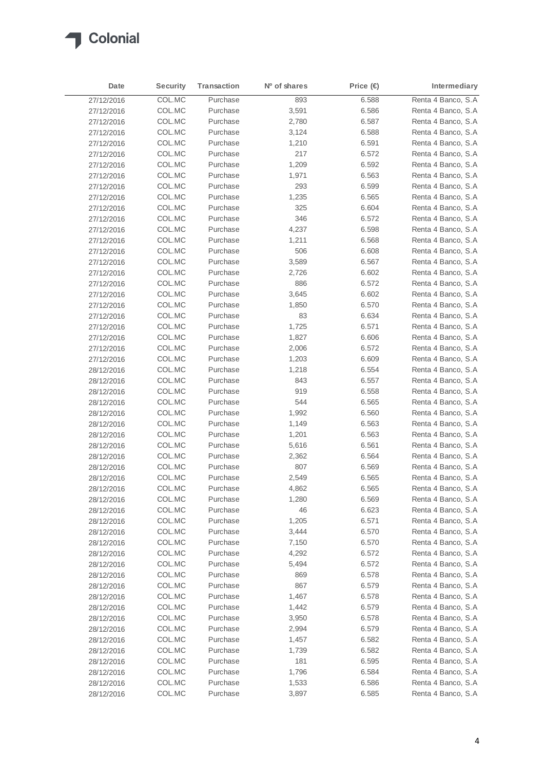Colonial

| Date | Security | Transaction | Nº of shares | Price (€) | Intermediary |
|---|---|---|---|---|---|
| 27/12/2016 | COL.MC | Purchase | 893 | 6.588 | Renta 4 Banco, S.A |
| 27/12/2016 | COL.MC | Purchase | 3,591 | 6.586 | Renta 4 Banco, S.A |
| 27/12/2016 | COL.MC | Purchase | 2,780 | 6.587 | Renta 4 Banco, S.A |
| 27/12/2016 | COL.MC | Purchase | 3,124 | 6.588 | Renta 4 Banco, S.A |
| 27/12/2016 | COL.MC | Purchase | 1,210 | 6.591 | Renta 4 Banco, S.A |
| 27/12/2016 | COL.MC | Purchase | 217 | 6.572 | Renta 4 Banco, S.A |
| 27/12/2016 | COL.MC | Purchase | 1,209 | 6.592 | Renta 4 Banco, S.A |
| 27/12/2016 | COL.MC | Purchase | 1,971 | 6.563 | Renta 4 Banco, S.A |
| 27/12/2016 | COL.MC | Purchase | 293 | 6.599 | Renta 4 Banco, S.A |
| 27/12/2016 | COL.MC | Purchase | 1,235 | 6.565 | Renta 4 Banco, S.A |
| 27/12/2016 | COL.MC | Purchase | 325 | 6.604 | Renta 4 Banco, S.A |
| 27/12/2016 | COL.MC | Purchase | 346 | 6.572 | Renta 4 Banco, S.A |
| 27/12/2016 | COL.MC | Purchase | 4,237 | 6.598 | Renta 4 Banco, S.A |
| 27/12/2016 | COL.MC | Purchase | 1,211 | 6.568 | Renta 4 Banco, S.A |
| 27/12/2016 | COL.MC | Purchase | 506 | 6.608 | Renta 4 Banco, S.A |
| 27/12/2016 | COL.MC | Purchase | 3,589 | 6.567 | Renta 4 Banco, S.A |
| 27/12/2016 | COL.MC | Purchase | 2,726 | 6.602 | Renta 4 Banco, S.A |
| 27/12/2016 | COL.MC | Purchase | 886 | 6.572 | Renta 4 Banco, S.A |
| 27/12/2016 | COL.MC | Purchase | 3,645 | 6.602 | Renta 4 Banco, S.A |
| 27/12/2016 | COL.MC | Purchase | 1,850 | 6.570 | Renta 4 Banco, S.A |
| 27/12/2016 | COL.MC | Purchase | 83 | 6.634 | Renta 4 Banco, S.A |
| 27/12/2016 | COL.MC | Purchase | 1,725 | 6.571 | Renta 4 Banco, S.A |
| 27/12/2016 | COL.MC | Purchase | 1,827 | 6.606 | Renta 4 Banco, S.A |
| 27/12/2016 | COL.MC | Purchase | 2,006 | 6.572 | Renta 4 Banco, S.A |
| 27/12/2016 | COL.MC | Purchase | 1,203 | 6.609 | Renta 4 Banco, S.A |
| 28/12/2016 | COL.MC | Purchase | 1,218 | 6.554 | Renta 4 Banco, S.A |
| 28/12/2016 | COL.MC | Purchase | 843 | 6.557 | Renta 4 Banco, S.A |
| 28/12/2016 | COL.MC | Purchase | 919 | 6.558 | Renta 4 Banco, S.A |
| 28/12/2016 | COL.MC | Purchase | 544 | 6.565 | Renta 4 Banco, S.A |
| 28/12/2016 | COL.MC | Purchase | 1,992 | 6.560 | Renta 4 Banco, S.A |
| 28/12/2016 | COL.MC | Purchase | 1,149 | 6.563 | Renta 4 Banco, S.A |
| 28/12/2016 | COL.MC | Purchase | 1,201 | 6.563 | Renta 4 Banco, S.A |
| 28/12/2016 | COL.MC | Purchase | 5,616 | 6.561 | Renta 4 Banco, S.A |
| 28/12/2016 | COL.MC | Purchase | 2,362 | 6.564 | Renta 4 Banco, S.A |
| 28/12/2016 | COL.MC | Purchase | 807 | 6.569 | Renta 4 Banco, S.A |
| 28/12/2016 | COL.MC | Purchase | 2,549 | 6.565 | Renta 4 Banco, S.A |
| 28/12/2016 | COL.MC | Purchase | 4,862 | 6.565 | Renta 4 Banco, S.A |
| 28/12/2016 | COL.MC | Purchase | 1,280 | 6.569 | Renta 4 Banco, S.A |
| 28/12/2016 | COL.MC | Purchase | 46 | 6.623 | Renta 4 Banco, S.A |
| 28/12/2016 | COL.MC | Purchase | 1,205 | 6.571 | Renta 4 Banco, S.A |
| 28/12/2016 | COL.MC | Purchase | 3,444 | 6.570 | Renta 4 Banco, S.A |
| 28/12/2016 | COL.MC | Purchase | 7,150 | 6.570 | Renta 4 Banco, S.A |
| 28/12/2016 | COL.MC | Purchase | 4,292 | 6.572 | Renta 4 Banco, S.A |
| 28/12/2016 | COL.MC | Purchase | 5,494 | 6.572 | Renta 4 Banco, S.A |
| 28/12/2016 | COL.MC | Purchase | 869 | 6.578 | Renta 4 Banco, S.A |
| 28/12/2016 | COL.MC | Purchase | 867 | 6.579 | Renta 4 Banco, S.A |
| 28/12/2016 | COL.MC | Purchase | 1,467 | 6.578 | Renta 4 Banco, S.A |
| 28/12/2016 | COL.MC | Purchase | 1,442 | 6.579 | Renta 4 Banco, S.A |
| 28/12/2016 | COL.MC | Purchase | 3,950 | 6.578 | Renta 4 Banco, S.A |
| 28/12/2016 | COL.MC | Purchase | 2,994 | 6.579 | Renta 4 Banco, S.A |
| 28/12/2016 | COL.MC | Purchase | 1,457 | 6.582 | Renta 4 Banco, S.A |
| 28/12/2016 | COL.MC | Purchase | 1,739 | 6.582 | Renta 4 Banco, S.A |
| 28/12/2016 | COL.MC | Purchase | 181 | 6.595 | Renta 4 Banco, S.A |
| 28/12/2016 | COL.MC | Purchase | 1,796 | 6.584 | Renta 4 Banco, S.A |
| 28/12/2016 | COL.MC | Purchase | 1,533 | 6.586 | Renta 4 Banco, S.A |
| 28/12/2016 | COL.MC | Purchase | 3,897 | 6.585 | Renta 4 Banco, S.A |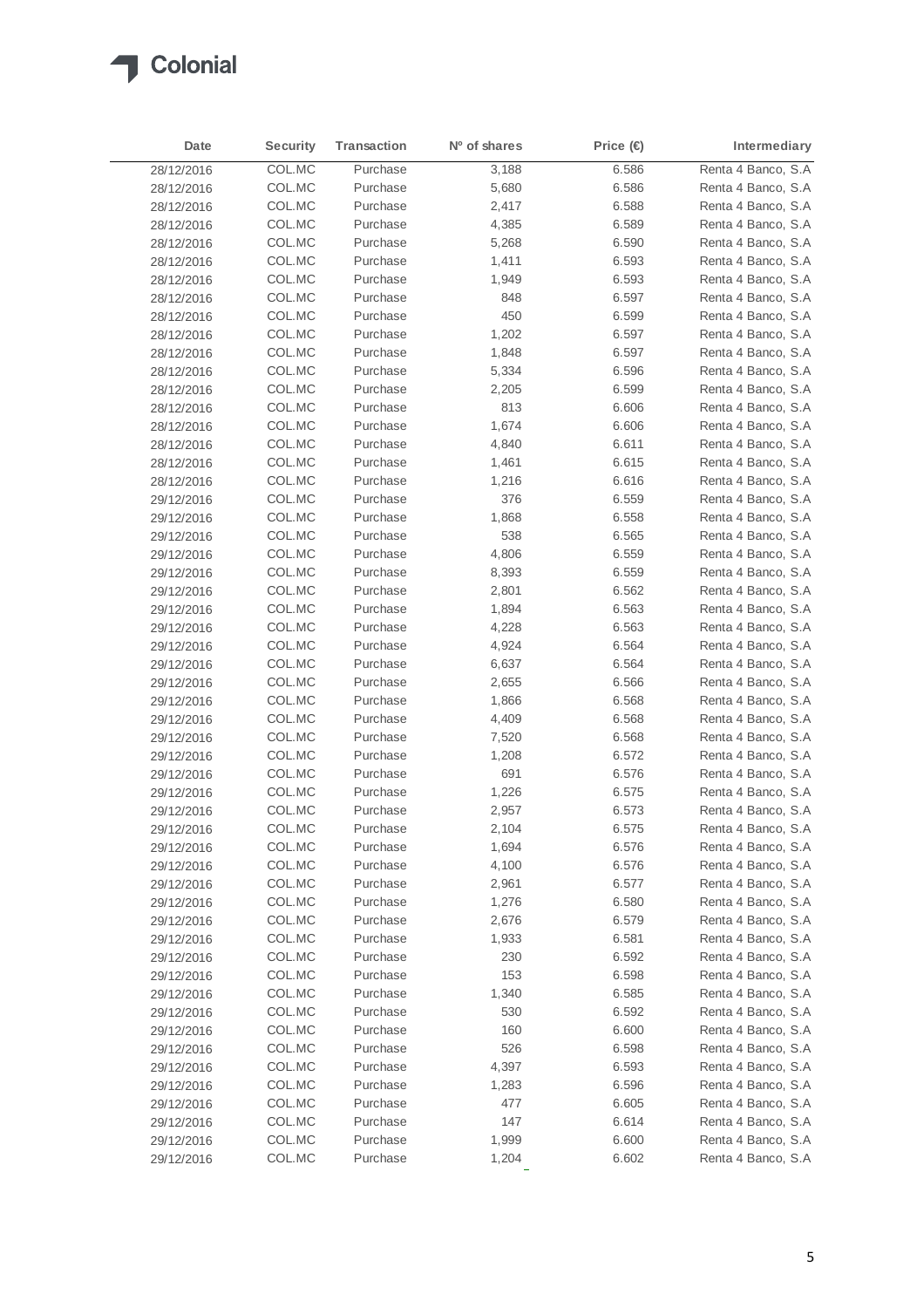| Date | Security | Transaction | Nº of shares | Price (€) | Intermediary |
|---|---|---|---|---|---|
| 28/12/2016 | COL.MC | Purchase | 3,188 | 6.586 | Renta 4 Banco, S.A |
| 28/12/2016 | COL.MC | Purchase | 5,680 | 6.586 | Renta 4 Banco, S.A |
| 28/12/2016 | COL.MC | Purchase | 2,417 | 6.588 | Renta 4 Banco, S.A |
| 28/12/2016 | COL.MC | Purchase | 4,385 | 6.589 | Renta 4 Banco, S.A |
| 28/12/2016 | COL.MC | Purchase | 5,268 | 6.590 | Renta 4 Banco, S.A |
| 28/12/2016 | COL.MC | Purchase | 1,411 | 6.593 | Renta 4 Banco, S.A |
| 28/12/2016 | COL.MC | Purchase | 1,949 | 6.593 | Renta 4 Banco, S.A |
| 28/12/2016 | COL.MC | Purchase | 848 | 6.597 | Renta 4 Banco, S.A |
| 28/12/2016 | COL.MC | Purchase | 450 | 6.599 | Renta 4 Banco, S.A |
| 28/12/2016 | COL.MC | Purchase | 1,202 | 6.597 | Renta 4 Banco, S.A |
| 28/12/2016 | COL.MC | Purchase | 1,848 | 6.597 | Renta 4 Banco, S.A |
| 28/12/2016 | COL.MC | Purchase | 5,334 | 6.596 | Renta 4 Banco, S.A |
| 28/12/2016 | COL.MC | Purchase | 2,205 | 6.599 | Renta 4 Banco, S.A |
| 28/12/2016 | COL.MC | Purchase | 813 | 6.606 | Renta 4 Banco, S.A |
| 28/12/2016 | COL.MC | Purchase | 1,674 | 6.606 | Renta 4 Banco, S.A |
| 28/12/2016 | COL.MC | Purchase | 4,840 | 6.611 | Renta 4 Banco, S.A |
| 28/12/2016 | COL.MC | Purchase | 1,461 | 6.615 | Renta 4 Banco, S.A |
| 28/12/2016 | COL.MC | Purchase | 1,216 | 6.616 | Renta 4 Banco, S.A |
| 29/12/2016 | COL.MC | Purchase | 376 | 6.559 | Renta 4 Banco, S.A |
| 29/12/2016 | COL.MC | Purchase | 1,868 | 6.558 | Renta 4 Banco, S.A |
| 29/12/2016 | COL.MC | Purchase | 538 | 6.565 | Renta 4 Banco, S.A |
| 29/12/2016 | COL.MC | Purchase | 4,806 | 6.559 | Renta 4 Banco, S.A |
| 29/12/2016 | COL.MC | Purchase | 8,393 | 6.559 | Renta 4 Banco, S.A |
| 29/12/2016 | COL.MC | Purchase | 2,801 | 6.562 | Renta 4 Banco, S.A |
| 29/12/2016 | COL.MC | Purchase | 1,894 | 6.563 | Renta 4 Banco, S.A |
| 29/12/2016 | COL.MC | Purchase | 4,228 | 6.563 | Renta 4 Banco, S.A |
| 29/12/2016 | COL.MC | Purchase | 4,924 | 6.564 | Renta 4 Banco, S.A |
| 29/12/2016 | COL.MC | Purchase | 6,637 | 6.564 | Renta 4 Banco, S.A |
| 29/12/2016 | COL.MC | Purchase | 2,655 | 6.566 | Renta 4 Banco, S.A |
| 29/12/2016 | COL.MC | Purchase | 1,866 | 6.568 | Renta 4 Banco, S.A |
| 29/12/2016 | COL.MC | Purchase | 4,409 | 6.568 | Renta 4 Banco, S.A |
| 29/12/2016 | COL.MC | Purchase | 7,520 | 6.568 | Renta 4 Banco, S.A |
| 29/12/2016 | COL.MC | Purchase | 1,208 | 6.572 | Renta 4 Banco, S.A |
| 29/12/2016 | COL.MC | Purchase | 691 | 6.576 | Renta 4 Banco, S.A |
| 29/12/2016 | COL.MC | Purchase | 1,226 | 6.575 | Renta 4 Banco, S.A |
| 29/12/2016 | COL.MC | Purchase | 2,957 | 6.573 | Renta 4 Banco, S.A |
| 29/12/2016 | COL.MC | Purchase | 2,104 | 6.575 | Renta 4 Banco, S.A |
| 29/12/2016 | COL.MC | Purchase | 1,694 | 6.576 | Renta 4 Banco, S.A |
| 29/12/2016 | COL.MC | Purchase | 4,100 | 6.576 | Renta 4 Banco, S.A |
| 29/12/2016 | COL.MC | Purchase | 2,961 | 6.577 | Renta 4 Banco, S.A |
| 29/12/2016 | COL.MC | Purchase | 1,276 | 6.580 | Renta 4 Banco, S.A |
| 29/12/2016 | COL.MC | Purchase | 2,676 | 6.579 | Renta 4 Banco, S.A |
| 29/12/2016 | COL.MC | Purchase | 1,933 | 6.581 | Renta 4 Banco, S.A |
| 29/12/2016 | COL.MC | Purchase | 230 | 6.592 | Renta 4 Banco, S.A |
| 29/12/2016 | COL.MC | Purchase | 153 | 6.598 | Renta 4 Banco, S.A |
| 29/12/2016 | COL.MC | Purchase | 1,340 | 6.585 | Renta 4 Banco, S.A |
| 29/12/2016 | COL.MC | Purchase | 530 | 6.592 | Renta 4 Banco, S.A |
| 29/12/2016 | COL.MC | Purchase | 160 | 6.600 | Renta 4 Banco, S.A |
| 29/12/2016 | COL.MC | Purchase | 526 | 6.598 | Renta 4 Banco, S.A |
| 29/12/2016 | COL.MC | Purchase | 4,397 | 6.593 | Renta 4 Banco, S.A |
| 29/12/2016 | COL.MC | Purchase | 1,283 | 6.596 | Renta 4 Banco, S.A |
| 29/12/2016 | COL.MC | Purchase | 477 | 6.605 | Renta 4 Banco, S.A |
| 29/12/2016 | COL.MC | Purchase | 147 | 6.614 | Renta 4 Banco, S.A |
| 29/12/2016 | COL.MC | Purchase | 1,999 | 6.600 | Renta 4 Banco, S.A |
| 29/12/2016 | COL.MC | Purchase | 1,204 | 6.602 | Renta 4 Banco, S.A |